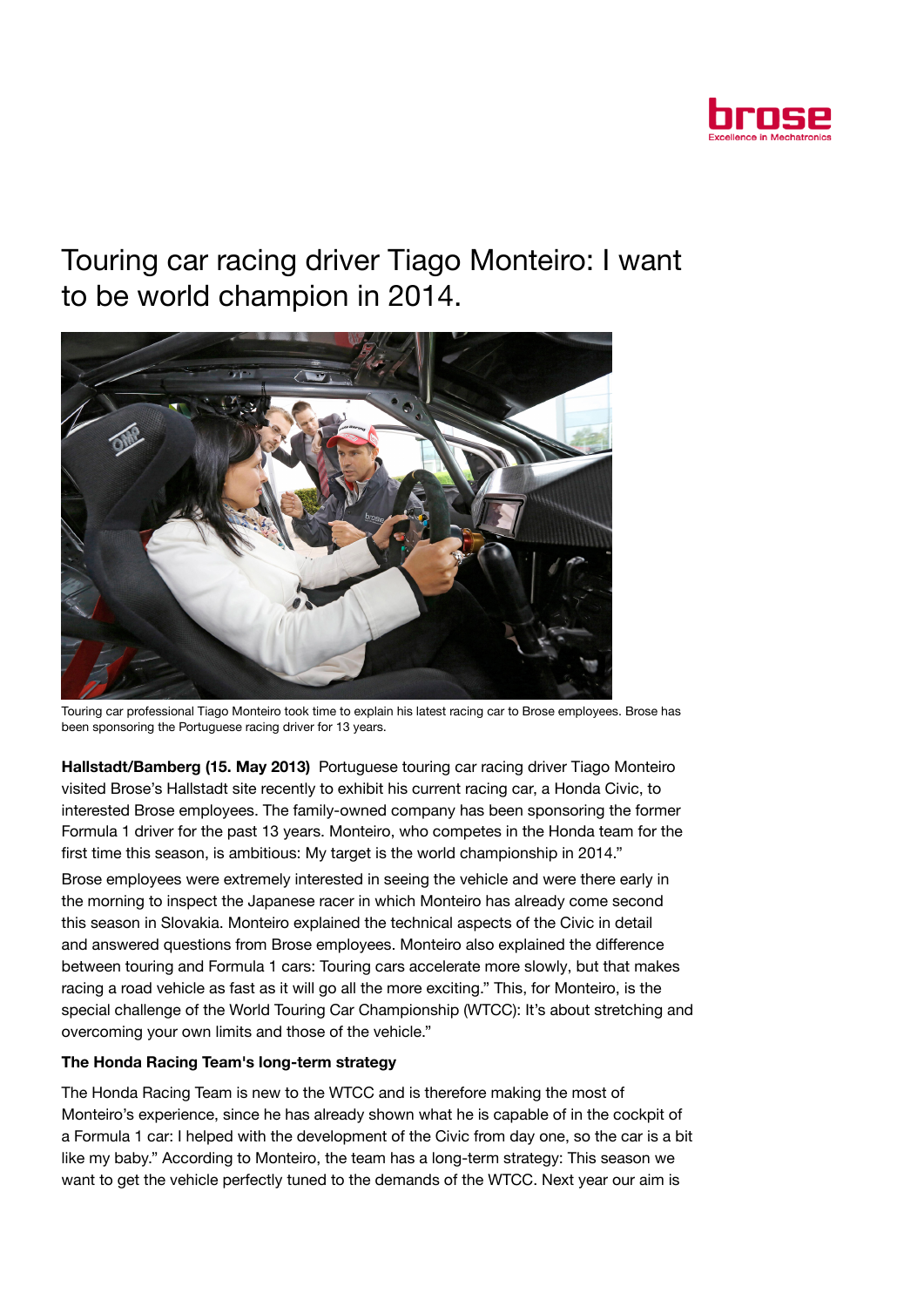# Touring car racing driver Tiago Monteiro: I want to be world champion in 2014.

Touring car professional Tiago Monteiro took time to explain his latest racing car to Brose employees. Brose has been sponsoring the Portuguese racing driver for 13 years.

**Hallstadt/Bamberg (15. May 2013)** Portuguese touring car racing driver Tiago Monteiro visited Brose's Hallstadt site recently to exhibit his current racing car, a Honda Civic, to interested Brose employees. The family-owned company has been sponsoring the former Formula 1 driver for the past 13 years. Monteiro, who competes in the Honda team for the first time this season, is ambitious: My target is the world championship in 2014."

Brose employees were extremely interested in seeing the vehicle and were there early in the morning to inspect the Japanese racer in which Monteiro has already come second this season in Slovakia. Monteiro explained the technical aspects of the Civic in detail and answered questions from Brose employees. Monteiro also explained the difference between touring and Formula 1 cars: Touring cars accelerate more slowly, but that makes racing a road vehicle as fast as it will go all the more exciting." This, for Monteiro, is the special challenge of the World Touring Car Championship (WTCC): It's about stretching and overcoming your own limits and those of the vehicle."

**The Honda Racing Team's long-term strategy**

The Honda Racing Team is new to the WTCC and is therefore making the most of Monteiro's experience, since he has already shown what he is capable of in the cockpit of a Formula 1 car: I helped with the development of the Civic from day one, so the car is a bit like my baby." According to Monteiro, the team has a long-term strategy: This season we want to get the vehicle perfectly tuned to the demands of the WTCC. Next year our aim is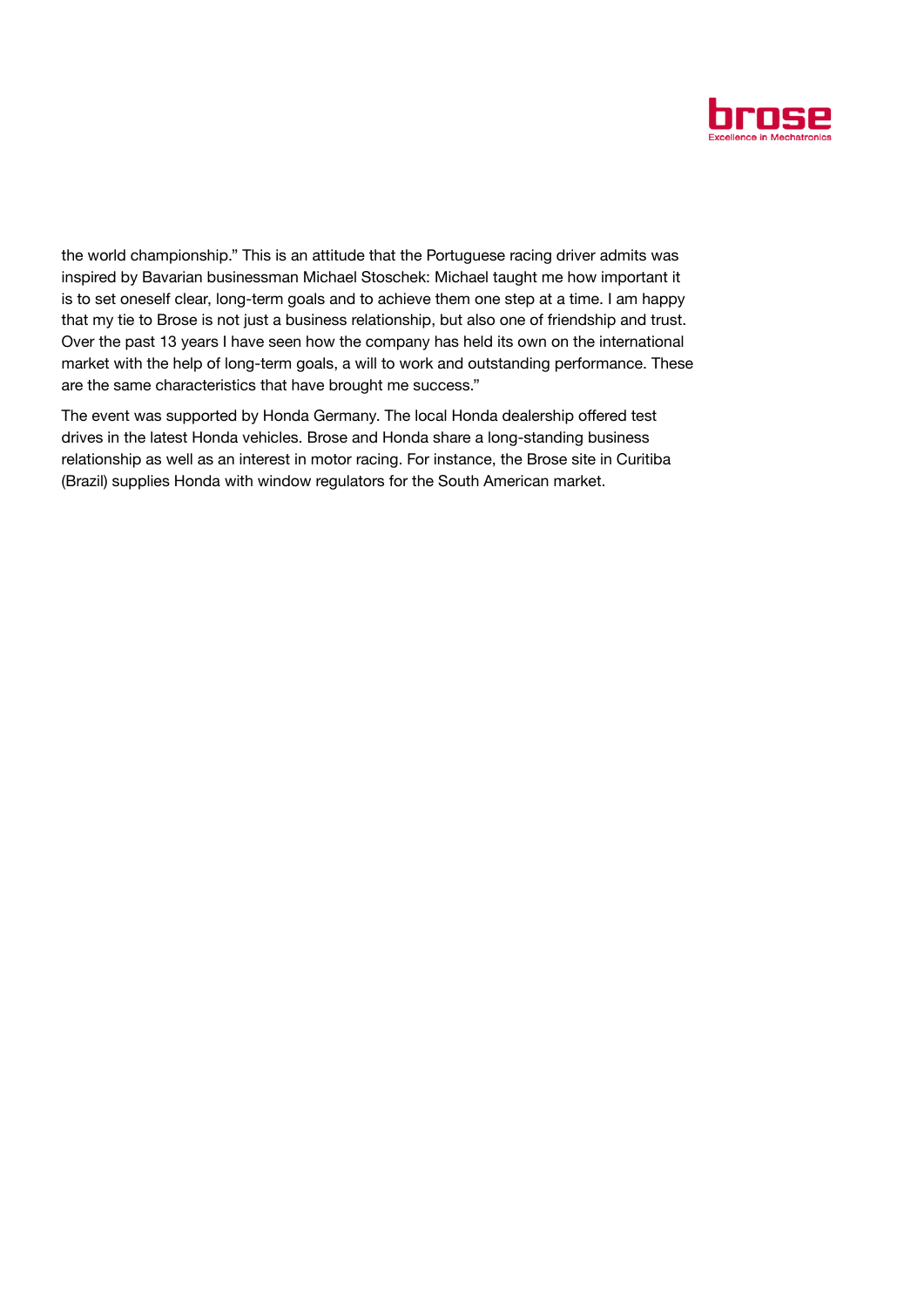the world championship." This is an attitude that the Portuguese racing driver admits was inspired by Bavarian businessman Michael Stoschek: Michael taught me how important it is to set oneself clear, long-term goals and to achieve them one step at a time. I am happy that my tie to Brose is not just a business relationship, but also one of friendship and trust. Over the past 13 years I have seen how the company has held its own on the international market with the help of long-term goals, a will to work and outstanding performance. These are the same characteristics that have brought me success."

The event was supported by Honda Germany. The local Honda dealership offered test drives in the latest Honda vehicles. Brose and Honda share a long-standing business relationship as well as an interest in motor racing. For instance, the Brose site in Curitiba (Brazil) supplies Honda with window regulators for the South American market.